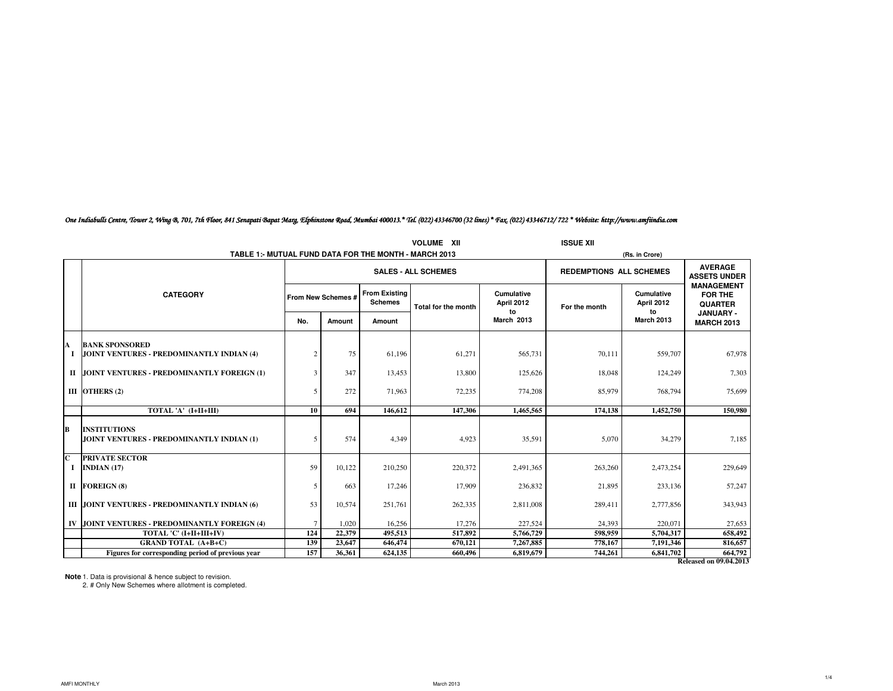*One Indiabulls Centre, Tower 2, Wing B, 701, 7th Floor, 841 Senapati Bapat Marg, Elphinstone Road, Mumbai 400013.* Tel. (022) 43346700 (32 lines) * Fax. (022) 43346712/ 722 * Website: http://www.amfiindia.com*

VOLUME XII ISSUE XII

## TABLE 1:- MUTUAL FUND DATA FOR THE MONTH - MARCH 2013

(Rs. in Crore)

| | CATEGORY | SALES - ALL SCHEMES | | | | | REDEMPTIONS ALL SCHEMES | | AVERAGE ASSETS UNDER MANAGEMENT FOR THE QUARTER JANUARY - MARCH 2013 |
|---|---|---|---|---|---|---|---|---|---|
| | | From New Schemes # | | From Existing Schemes | Total for the month | Cumulative April 2012 to March 2013 | For the month | Cumulative April 2012 to March 2013 | |
| | | No. | Amount | Amount | | | | | |
| A | **BANK SPONSORED** | | | | | | | | |
| I | **JOINT VENTURES - PREDOMINANTLY INDIAN (4)** | 2 | 75 | 61,196 | 61,271 | 565,731 | 70,111 | 559,707 | 67,978 |
| II | **JOINT VENTURES - PREDOMINANTLY FOREIGN (1)** | 3 | 347 | 13,453 | 13,800 | 125,626 | 18,048 | 124,249 | 7,303 |
| III | **OTHERS (2)** | 5 | 272 | 71,963 | 72,235 | 774,208 | 85,979 | 768,794 | 75,699 |
| | **TOTAL 'A' (I+II+III)** | **10** | **694** | **146,612** | **147,306** | **1,465,565** | **174,138** | **1,452,750** | **150,980** |
| B | **INSTITUTIONS** | | | | | | | | |
| | **JOINT VENTURES - PREDOMINANTLY INDIAN (1)** | 5 | 574 | 4,349 | 4,923 | 35,591 | 5,070 | 34,279 | 7,185 |
| C | **PRIVATE SECTOR** | | | | | | | | |
| I | **INDIAN (17)** | 59 | 10,122 | 210,250 | 220,372 | 2,491,365 | 263,260 | 2,473,254 | 229,649 |
| II | **FOREIGN (8)** | 5 | 663 | 17,246 | 17,909 | 236,832 | 21,895 | 233,136 | 57,247 |
| III | **JOINT VENTURES - PREDOMINANTLY INDIAN (6)** | 53 | 10,574 | 251,761 | 262,335 | 2,811,008 | 289,411 | 2,777,856 | 343,943 |
| IV | **JOINT VENTURES - PREDOMINANTLY FOREIGN (4)** | 7 | 1,020 | 16,256 | 17,276 | 227,524 | 24,393 | 220,071 | 27,653 |
| | **TOTAL 'C' (I+II+III+IV)** | **124** | **22,379** | **495,513** | **517,892** | **5,766,729** | **598,959** | **5,704,317** | **658,492** |
| | **GRAND TOTAL (A+B+C)** | **139** | **23,647** | **646,474** | **670,121** | **7,267,885** | **778,167** | **7,191,346** | **816,657** |
| | **Figures for corresponding period of previous year** | **157** | **36,361** | **624,135** | **660,496** | **6,819,679** | **744,261** | **6,841,702** | **664,792** |

**Released on 09.04.2013**

**Note** 1. Data is provisional & hence subject to revision.

2. # Only New Schemes where allotment is completed.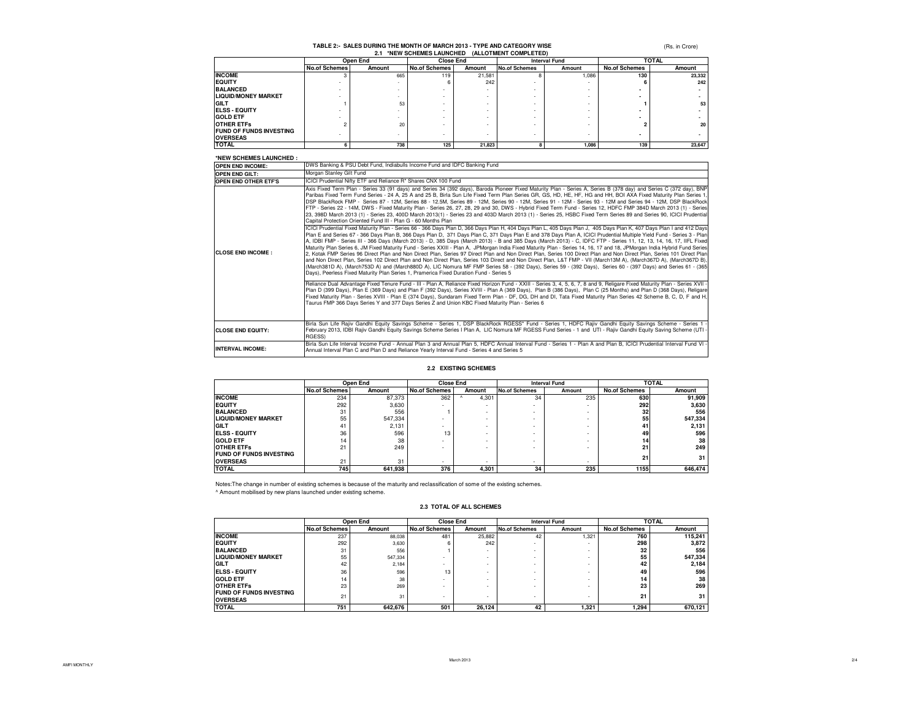# TABLE 2:- SALES DURING THE MONTH OF MARCH 2013 - TYPE AND CATEGORY WISE

(Rs. in Crore)

## 2.1 *NEW SCHEMES LAUNCHED (ALLOTMENT COMPLETED)

| | Open End | | Close End | | Interval Fund | | TOTAL | |
|---|---|---|---|---|---|---|---|---|
| | No.of Schemes | Amount | No.of Schemes | Amount | No.of Schemes | Amount | No.of Schemes | Amount |
| **INCOME** | 3 | 665 | 119 | 21,581 | 8 | 1,086 | 130 | 23,332 |
| **EQUITY** | - | - | 6 | 242 | - | - | 6 | 242 |
| **BALANCED** | - | - | - | - | - | - | - | - |
| **LIQUID/MONEY MARKET** | - | - | - | - | - | - | - | - |
| **GILT** | 1 | 53 | - | - | - | - | 1 | 53 |
| **ELSS - EQUITY** | - | - | - | - | - | - | - | - |
| **GOLD ETF** | - | - | - | - | - | - | - | - |
| **OTHER ETFs** | 2 | 20 | - | - | - | - | 2 | 20 |
| **FUND OF FUNDS INVESTING OVERSEAS** | - | - | - | - | - | - | - | - |
| **TOTAL** | 6 | 738 | 125 | 21,823 | 8 | 1,086 | 139 | 23,647 |

**\*NEW SCHEMES LAUNCHED :**

| | |
|---|---|
| **OPEN END INCOME:** | DWS Banking & PSU Debt Fund, Indiabulls Income Fund and IDFC Banking Fund |
| **OPEN END GILT:** | Morgan Stanley Gilt Fund |
| **OPEN END OTHER ETF'S** | ICICI Prudential Nifty ETF and Reliance R* Shares CNX 100 Fund |
| **CLOSE END INCOME :** | Axis Fixed Term Plan - Series 33 (91 days) and Series 34 (392 days), Baroda Pioneer Fixed Maturity Plan - Series A, Series B (378 day) and Series C (372 day), BNP Paribas Fixed Term Fund Series - 24 A, 25 A and 25 B, Birla Sun Life Fixed Term Plan Series GR, GS, HD, HE, HF, HG and HH, BOI AXA Fixed Maturity Plan Series 1, DSP BlackRock FMP - Series 87 - 12M, Series 88 - 12.5M, Series 89 - 12M, Series 90 - 12M, Series 91 - 12M - Series 93 - 12M and Series 94 - 12M, DSP BlackRock FTP - Series 22 - 14M, DWS - Fixed Maturity Plan - Series 26, 27, 28, 29 and 30, DWS - Hybrid Fixed Term Fund - Series 12, HDFC FMP 384D March 2013 (1) - Series 23, 398D March 2013 (1) - Series 23, 400D March 2013(1) - Series 23 and 403D March 2013 (1) - Series 25, HSBC Fixed Term Series 89 and Series 90, ICICI Prudential Capital Protection Oriented Fund III - Plan G - 60 Months Plan<br><br>ICICI Prudential Fixed Maturity Plan - Series 66 - 366 Days Plan D, 366 Days Plan H, 404 Days Plan L, 405 Days Plan J, 405 Days Plan K, 407 Days Plan I and 412 Days Plan E and Series 67 - 366 Days Plan B, 366 Days Plan D, 371 Days Plan C, 371 Days Plan E and 378 Days Plan A, ICICI Prudential Multiple Yield Fund - Series 3 - Plan A, IDBI FMP - Series III - 366 Days (March 2013) - D, 385 Days (March 2013) - B and 385 Days (March 2013) - C, IDFC FTP - Series 11, 12, 13, 14, 16, 17, IIFL Fixed Maturity Plan Series 6, JM Fixed Maturity Fund - Series XXIII - Plan A, JPMorgan India Fixed Maturity Plan - Series 14, 16, 17 and 18, JPMorgan India Hybrid Fund Series 2, Kotak FMP Series 96 Direct Plan and Non Direct Plan, Series 97 Direct Plan and Non Direct Plan, Series 100 Direct Plan and Non Direct Plan, Series 101 Direct Plan and Non Direct Plan, Series 102 Direct Plan and Non Direct Plan, Series 103 Direct and Non Direct Plan, L&T FMP - VII (March13M A), (March367D A), (March367D B), (March381D A), (March753D A) and (March880D A), LIC Nomura MF FMP Series 58 - (392 Days), Series 59 - (392 Days), Series 60 - (397 Days) and Series 61 - (365 Days), Peerless Fixed Maturity Plan Series 1, Pramerica Fixed Duration Fund - Series 5<br><br>Reliance Dual Advantage Fixed Tenure Fund - III - Plan A, Reliance Fixed Horizon Fund - XXIII - Series 3, 4, 5, 6, 7, 8 and 9, Religare Fixed Maturity Plan - Series XVII - Plan D (399 Days), Plan E (369 Days) and Plan F (392 Days), Series XVIII - Plan A (369 Days), Plan B (386 Days), Plan C (25 Months) and Plan D (368 Days), Religare Fixed Maturity Plan - Series XVIII - Plan E (374 Days), Sundaram Fixed Term Plan - DF, DG, DH and DI, Tata Fixed Maturity Plan Series 42 Scheme B, C, D, F and H, Taurus FMP 366 Days Series Y and 377 Days Series Z and Union KBC Fixed Maturity Plan - Series 6 |
| **CLOSE END EQUITY:** | Birla Sun Life Rajiv Gandhi Equity Savings Scheme - Series 1, DSP BlackRock RGESS* Fund - Series 1, HDFC Rajiv Gandhi Equity Savings Scheme - Series 1 - February 2013, IDBI Rajiv Gandhi Equity Savings Scheme Series I Plan A, LIC Nomura MF RGESS Fund Series - 1 and UTI - Rajiv Gandhi Equity Saving Scheme (UTI - RGESS) |
| **INTERVAL INCOME:** | Birla Sun Life Interval Income Fund - Annual Plan 3 and Annual Plan 5, HDFC Annual Interval Fund - Series 1 - Plan A and Plan B, ICICI Prudential Interval Fund VI - Annual Interval Plan C and Plan D and Reliance Yearly Interval Fund - Series 4 and Series 5 |

## 2.2 EXISTING SCHEMES

| | Open End | | Close End | | Interval Fund | | TOTAL | |
|---|---|---|---|---|---|---|---|---|
| | No.of Schemes | Amount | No.of Schemes | Amount | No.of Schemes | Amount | No.of Schemes | Amount |
| **INCOME** | 234 | 87,373 | 362 | ^ 4,301 | 34 | 235 | 630 | 91,909 |
| **EQUITY** | 292 | 3,630 | - | - | - | - | 292 | 3,630 |
| **BALANCED** | 31 | 556 | 1 | - | - | - | 32 | 556 |
| **LIQUID/MONEY MARKET** | 55 | 547,334 | - | - | - | - | 55 | 547,334 |
| **GILT** | 41 | 2,131 | - | - | - | - | 41 | 2,131 |
| **ELSS - EQUITY** | 36 | 596 | 13 | - | - | - | 49 | 596 |
| **GOLD ETF** | 14 | 38 | - | - | - | - | 14 | 38 |
| **OTHER ETFs** | 21 | 249 | - | - | - | - | 21 | 249 |
| **FUND OF FUNDS INVESTING OVERSEAS** | 21 | 31 | - | - | - | - | 21 | 31 |
| **TOTAL** | 745 | 641,938 | 376 | 4,301 | 34 | 235 | 1155 | 646,474 |

Notes:The change in number of existing schemes is because of the maturity and reclassification of some of the existing schemes.

^ Amount mobilised by new plans launched under existing scheme.

## 2.3 TOTAL OF ALL SCHEMES

| | Open End | | Close End | | Interval Fund | | TOTAL | |
|---|---|---|---|---|---|---|---|---|
| | No.of Schemes | Amount | No.of Schemes | Amount | No.of Schemes | Amount | No.of Schemes | Amount |
| **INCOME** | 237 | 88,038 | 481 | 25,882 | 42 | 1,321 | 760 | 115,241 |
| **EQUITY** | 292 | 3,630 | 6 | 242 | - | - | 298 | 3,872 |
| **BALANCED** | 31 | 556 | 1 | - | - | - | 32 | 556 |
| **LIQUID/MONEY MARKET** | 55 | 547,334 | - | - | - | - | 55 | 547,334 |
| **GILT** | 42 | 2,184 | - | - | - | - | 42 | 2,184 |
| **ELSS - EQUITY** | 36 | 596 | 13 | - | - | - | 49 | 596 |
| **GOLD ETF** | 14 | 38 | - | - | - | - | 14 | 38 |
| **OTHER ETFs** | 23 | 269 | - | - | - | - | 23 | 269 |
| **FUND OF FUNDS INVESTING OVERSEAS** | 21 | 31 | - | - | - | - | 21 | 31 |
| **TOTAL** | 751 | 642,676 | 501 | 26,124 | 42 | 1,321 | 1,294 | 670,121 |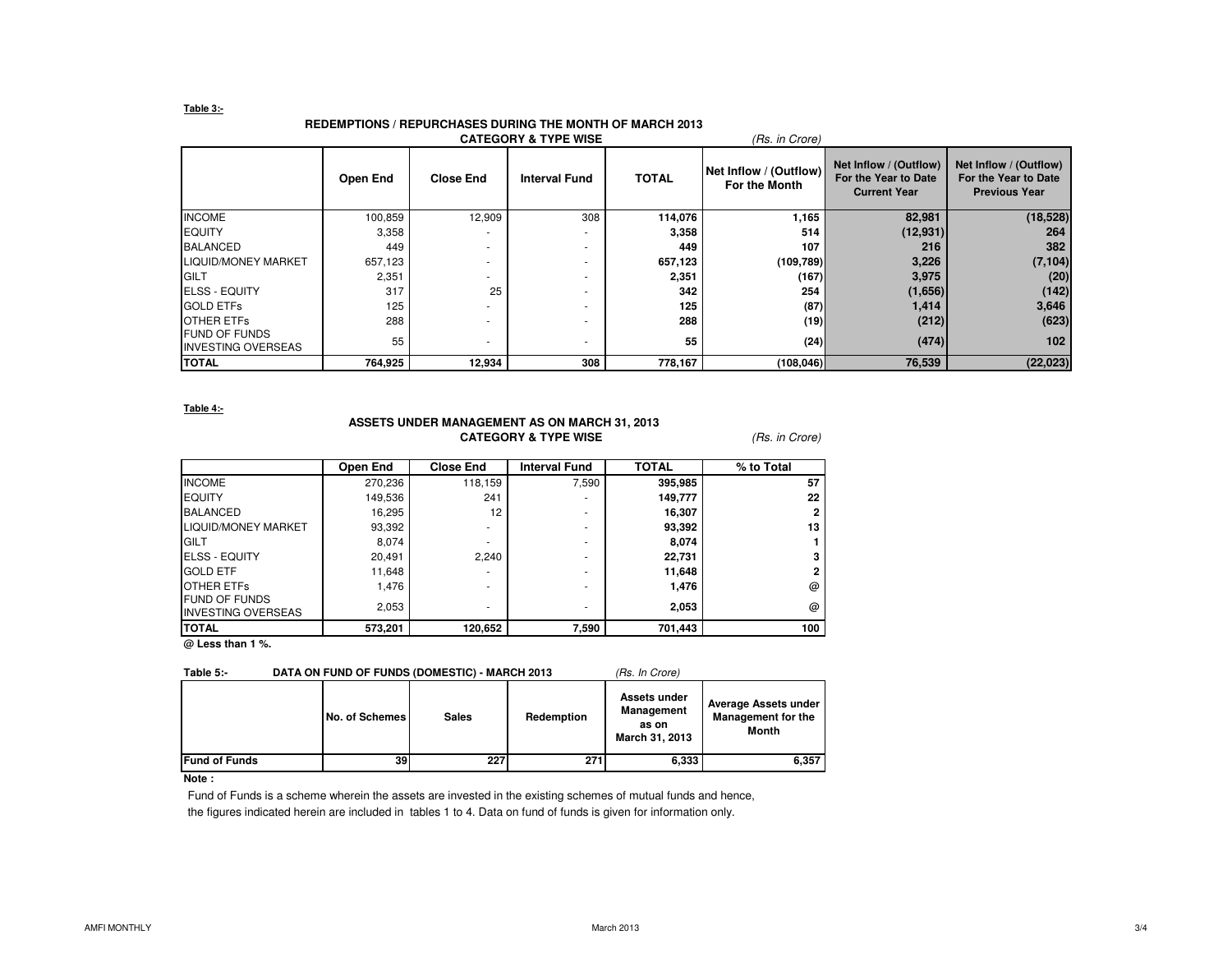**Table 3:-**

### REDEMPTIONS / REPURCHASES DURING THE MONTH OF MARCH 2013
### CATEGORY & TYPE WISE

*(Rs. in Crore)*

| | Open End | Close End | Interval Fund | TOTAL | Net Inflow / (Outflow) For the Month | Net Inflow / (Outflow) For the Year to Date Current Year | Net Inflow / (Outflow) For the Year to Date Previous Year |
|---|---|---|---|---|---|---|---|
| INCOME | 100,859 | 12,909 | 308 | **114,076** | **1,165** | **82,981** | **(18,528)** |
| EQUITY | 3,358 | - | - | **3,358** | **514** | **(12,931)** | **264** |
| BALANCED | 449 | - | - | **449** | **107** | **216** | **382** |
| LIQUID/MONEY MARKET | 657,123 | - | - | **657,123** | **(109,789)** | **3,226** | **(7,104)** |
| GILT | 2,351 | - | - | **2,351** | **(167)** | **3,975** | **(20)** |
| ELSS - EQUITY | 317 | 25 | - | **342** | **254** | **(1,656)** | **(142)** |
| GOLD ETFs | 125 | - | - | **125** | **(87)** | **1,414** | **3,646** |
| OTHER ETFs | 288 | - | - | **288** | **(19)** | **(212)** | **(623)** |
| FUND OF FUNDS INVESTING OVERSEAS | 55 | - | - | **55** | **(24)** | **(474)** | **102** |
| **TOTAL** | **764,925** | **12,934** | **308** | **778,167** | **(108,046)** | **76,539** | **(22,023)** |

**Table 4:-**

### ASSETS UNDER MANAGEMENT AS ON MARCH 31, 2013
### CATEGORY & TYPE WISE

*(Rs. in Crore)*

| | Open End | Close End | Interval Fund | TOTAL | % to Total |
|---|---|---|---|---|---|
| INCOME | 270,236 | 118,159 | 7,590 | **395,985** | **57** |
| EQUITY | 149,536 | 241 | - | **149,777** | **22** |
| BALANCED | 16,295 | 12 | - | **16,307** | **2** |
| LIQUID/MONEY MARKET | 93,392 | - | - | **93,392** | **13** |
| GILT | 8,074 | - | - | **8,074** | **1** |
| ELSS - EQUITY | 20,491 | 2,240 | - | **22,731** | **3** |
| GOLD ETF | 11,648 | - | - | **11,648** | **2** |
| OTHER ETFs | 1,476 | - | - | **1,476** | **@** |
| FUND OF FUNDS INVESTING OVERSEAS | 2,053 | - | - | **2,053** | **@** |
| **TOTAL** | **573,201** | **120,652** | **7,590** | **701,443** | **100** |

**@ Less than 1 %.**

**Table 5:- DATA ON FUND OF FUNDS (DOMESTIC) - MARCH 2013** *(Rs. In Crore)*

| | No. of Schemes | Sales | Redemption | Assets under Management as on March 31, 2013 | Average Assets under Management for the Month |
|---|---|---|---|---|---|
| **Fund of Funds** | **39** | **227** | **271** | **6,333** | **6,357** |

**Note :**

Fund of Funds is a scheme wherein the assets are invested in the existing schemes of mutual funds and hence, the figures indicated herein are included in tables 1 to 4. Data on fund of funds is given for information only.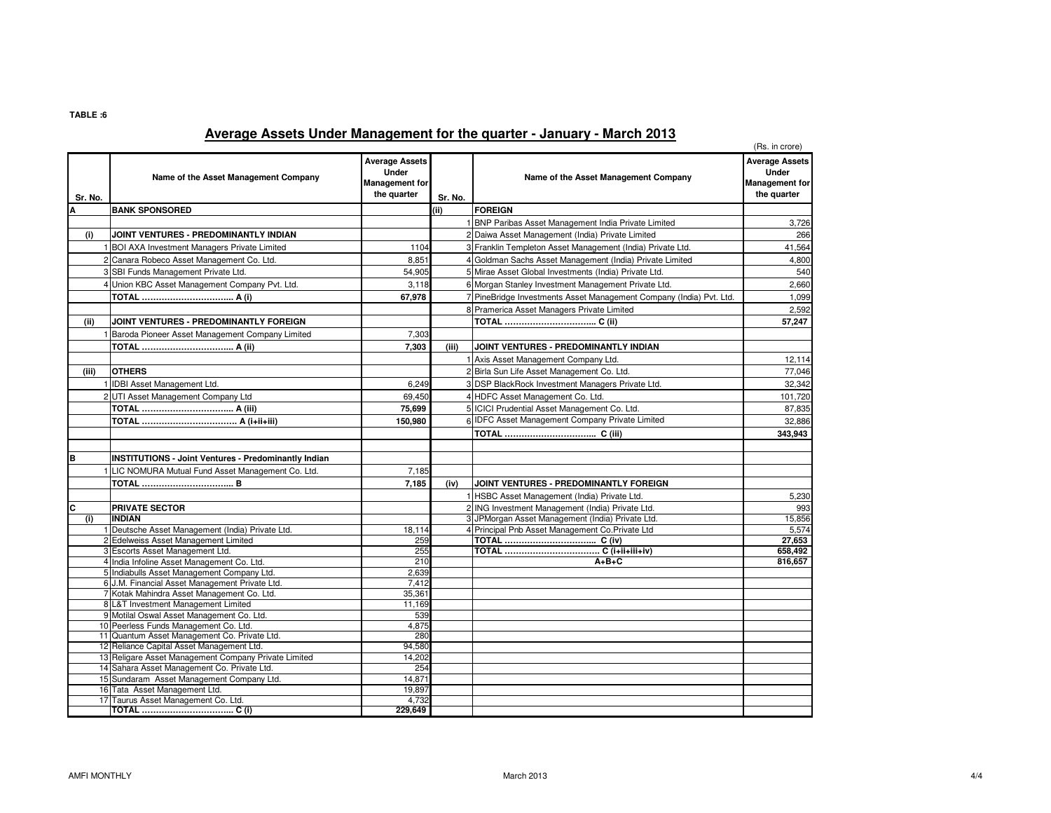**TABLE :6**

## Average Assets Under Management for the quarter - January - March 2013

(Rs. in crore)

| Sr. No. | Name of the Asset Management Company | Average Assets Under Management for the quarter | Sr. No. | Name of the Asset Management Company | Average Assets Under Management for the quarter |
|---|---|---|---|---|---|
| **A** | **BANK SPONSORED** | | **(ii)** | **FOREIGN** | |
| | | | 1 | BNP Paribas Asset Management India Private Limited | 3,726 |
| **(i)** | **JOINT VENTURES - PREDOMINANTLY INDIAN** | | 2 | Daiwa Asset Management (India) Private Limited | 266 |
| 1 | BOI AXA Investment Managers Private Limited | 1104 | 3 | Franklin Templeton Asset Management (India) Private Ltd. | 41,564 |
| 2 | Canara Robeco Asset Management Co. Ltd. | 8,851 | 4 | Goldman Sachs Asset Management (India) Private Limited | 4,800 |
| 3 | SBI Funds Management Private Ltd. | 54,905 | 5 | Mirae Asset Global Investments (India) Private Ltd. | 540 |
| 4 | Union KBC Asset Management Company Pvt. Ltd. | 3,118 | 6 | Morgan Stanley Investment Management Private Ltd. | 2,660 |
| | **TOTAL ................................ A (i)** | **67,978** | 7 | PineBridge Investments Asset Management Company (India) Pvt. Ltd. | 1,099 |
| | | | 8 | Pramerica Asset Managers Private Limited | 2,592 |
| **(ii)** | **JOINT VENTURES - PREDOMINANTLY FOREIGN** | | | **TOTAL ................................ C (ii)** | **57,247** |
| 1 | Baroda Pioneer Asset Management Company Limited | 7,303 | | | |
| | **TOTAL ................................ A (ii)** | **7,303** | **(iii)** | **JOINT VENTURES - PREDOMINANTLY INDIAN** | |
| | | | 1 | Axis Asset Management Company Ltd. | 12,114 |
| **(iii)** | **OTHERS** | | 2 | Birla Sun Life Asset Management Co. Ltd. | 77,046 |
| 1 | IDBI Asset Management Ltd. | 6,249 | 3 | DSP BlackRock Investment Managers Private Ltd. | 32,342 |
| 2 | UTI Asset Management Company Ltd | 69,450 | 4 | HDFC Asset Management Co. Ltd. | 101,720 |
| | **TOTAL ................................ A (iii)** | **75,699** | 5 | ICICI Prudential Asset Management Co. Ltd. | 87,835 |
| | **TOTAL ................................ A (i+ii+iii)** | **150,980** | 6 | IDFC Asset Management Company Private Limited | 32,886 |
| | | | | **TOTAL ................................ C (iii)** | **343,943** |
| | | | | | |
| **B** | **INSTITUTIONS - Joint Ventures - Predominantly Indian** | | | | |
| 1 | LIC NOMURA Mutual Fund Asset Management Co. Ltd. | 7,185 | | | |
| | **TOTAL ................................ B** | **7,185** | **(iv)** | **JOINT VENTURES - PREDOMINANTLY FOREIGN** | |
| | | | 1 | HSBC Asset Management (India) Private Ltd. | 5,230 |
| **C** | **PRIVATE SECTOR** | | 2 | ING Investment Management (India) Private Ltd. | 993 |
| **(i)** | **INDIAN** | | 3 | JPMorgan Asset Management (India) Private Ltd. | 15,856 |
| 1 | Deutsche Asset Management (India) Private Ltd. | 18,114 | 4 | Principal Pnb Asset Management Co.Private Ltd | 5,574 |
| 2 | Edelweiss Asset Management Limited | 259 | | **TOTAL ................................ C (iv)** | **27,653** |
| 3 | Escorts Asset Management Ltd. | 255 | | **TOTAL ................................ C (i+ii+iii+iv)** | **658,492** |
| 4 | India Infoline Asset Management Co. Ltd. | 210 | | **A+B+C** | **816,657** |
| 5 | Indiabulls Asset Management Company Ltd. | 2,639 | | | |
| 6 | J.M. Financial Asset Management Private Ltd. | 7,412 | | | |
| 7 | Kotak Mahindra Asset Management Co. Ltd. | 35,361 | | | |
| 8 | L&T Investment Management Limited | 11,169 | | | |
| 9 | Motilal Oswal Asset Management Co. Ltd. | 539 | | | |
| 10 | Peerless Funds Management Co. Ltd. | 4,875 | | | |
| 11 | Quantum Asset Management Co. Private Ltd. | 280 | | | |
| 12 | Reliance Capital Asset Management Ltd. | 94,580 | | | |
| 13 | Religare Asset Management Company Private Limited | 14,202 | | | |
| 14 | Sahara Asset Management Co. Private Ltd. | 254 | | | |
| 15 | Sundaram Asset Management Company Ltd. | 14,871 | | | |
| 16 | Tata Asset Management Ltd. | 19,897 | | | |
| 17 | Taurus Asset Management Co. Ltd. | 4,732 | | | |
| | **TOTAL ................................ C (i)** | **229,649** | | | |

AMFI MONTHLY March 2013